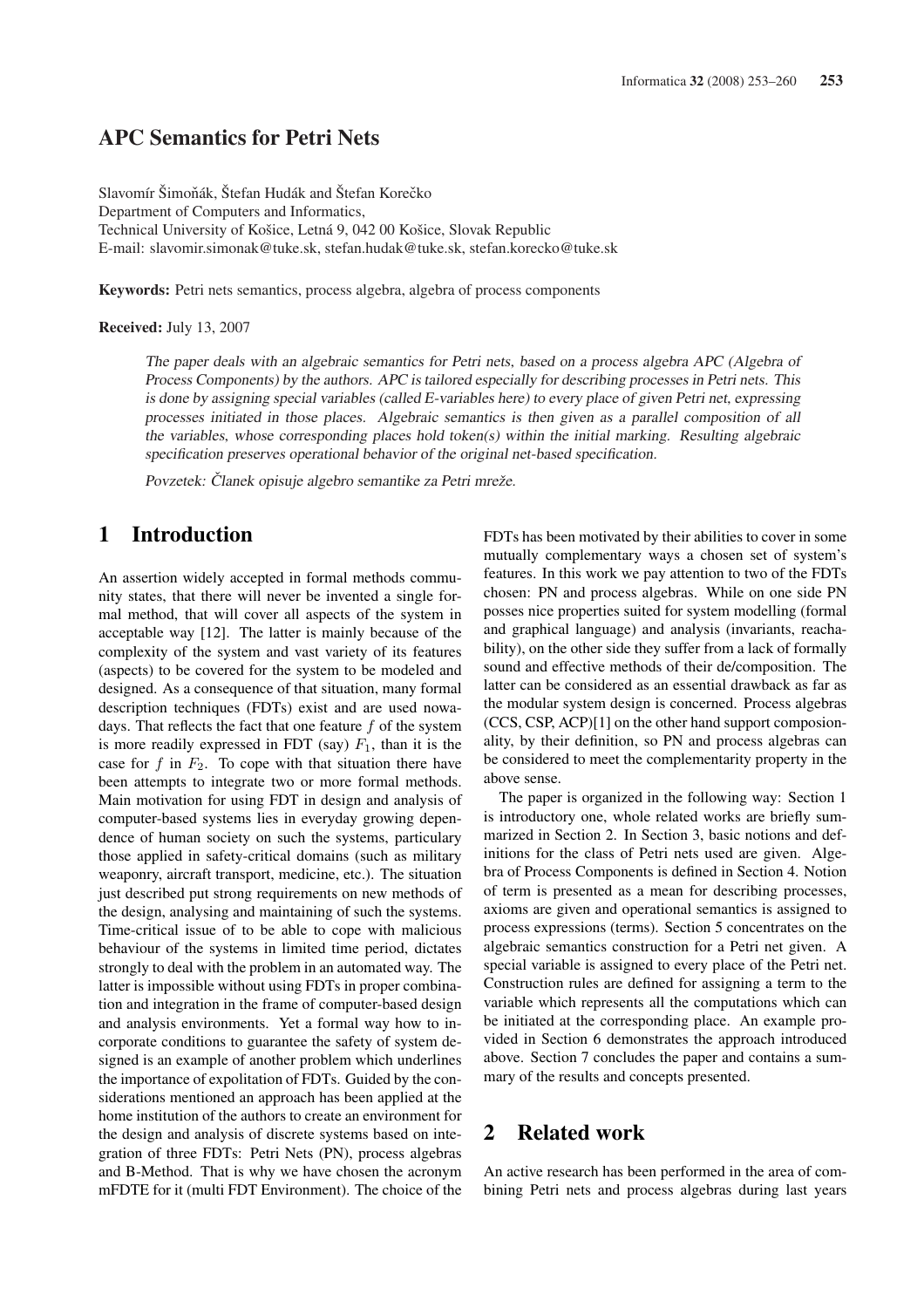# APC Semantics for Petri Nets

Slavomír Šimoňák, Štefan Hudák and Štefan Korečko
Department of Computers and Informatics,
Technical University of Košice, Letná 9, 042 00 Košice, Slovak Republic
E-mail: slavomir.simonak@tuke.sk, stefan.hudak@tuke.sk, stefan.korecko@tuke.sk

**Keywords:** Petri nets semantics, process algebra, algebra of process components

**Received:** July 13, 2007

*The paper deals with an algebraic semantics for Petri nets, based on a process algebra APC (Algebra of Process Components) by the authors. APC is tailored especially for describing processes in Petri nets. This is done by assigning special variables (called E-variables here) to every place of given Petri net, expressing processes initiated in those places. Algebraic semantics is then given as a parallel composition of all the variables, whose corresponding places hold token(s) within the initial marking. Resulting algebraic specification preserves operational behavior of the original net-based specification.*

*Povzetek: Članek opisuje algebro semantike za Petri mreže.*

## 1 Introduction

An assertion widely accepted in formal methods community states, that there will never be invented a single formal method, that will cover all aspects of the system in acceptable way [12]. The latter is mainly because of the complexity of the system and vast variety of its features (aspects) to be covered for the system to be modeled and designed. As a consequence of that situation, many formal description techniques (FDTs) exist and are used nowadays. That reflects the fact that one feature $f$ of the system is more readily expressed in FDT (say) $F_1$, than it is the case for $f$ in $F_2$. To cope with that situation there have been attempts to integrate two or more formal methods. Main motivation for using FDT in design and analysis of computer-based systems lies in everyday growing dependence of human society on such the systems, particulary those applied in safety-critical domains (such as military weaponry, aircraft transport, medicine, etc.). The situation just described put strong requirements on new methods of the design, analysing and maintaining of such the systems. Time-critical issue of to be able to cope with malicious behaviour of the systems in limited time period, dictates strongly to deal with the problem in an automated way. The latter is impossible without using FDTs in proper combination and integration in the frame of computer-based design and analysis environments. Yet a formal way how to incorporate conditions to guarantee the safety of system designed is an example of another problem which underlines the importance of expolitation of FDTs. Guided by the considerations mentioned an approach has been applied at the home institution of the authors to create an environment for the design and analysis of discrete systems based on integration of three FDTs: Petri Nets (PN), process algebras and B-Method. That is why we have chosen the acronym mFDTE for it (multi FDT Environment). The choice of the FDTs has been motivated by their abilities to cover in some mutually complementary ways a chosen set of system's features. In this work we pay attention to two of the FDTs chosen: PN and process algebras. While on one side PN posses nice properties suited for system modelling (formal and graphical language) and analysis (invariants, reachability), on the other side they suffer from a lack of formally sound and effective methods of their de/composition. The latter can be considered as an essential drawback as far as the modular system design is concerned. Process algebras (CCS, CSP, ACP)[1] on the other hand support composionality, by their definition, so PN and process algebras can be considered to meet the complementarity property in the above sense.

The paper is organized in the following way: Section 1 is introductory one, whole related works are briefly summarized in Section 2. In Section 3, basic notions and definitions for the class of Petri nets used are given. Algebra of Process Components is defined in Section 4. Notion of term is presented as a mean for describing processes, axioms are given and operational semantics is assigned to process expressions (terms). Section 5 concentrates on the algebraic semantics construction for a Petri net given. A special variable is assigned to every place of the Petri net. Construction rules are defined for assigning a term to the variable which represents all the computations which can be initiated at the corresponding place. An example provided in Section 6 demonstrates the approach introduced above. Section 7 concludes the paper and contains a summary of the results and concepts presented.

## 2 Related work

An active research has been performed in the area of combining Petri nets and process algebras during last years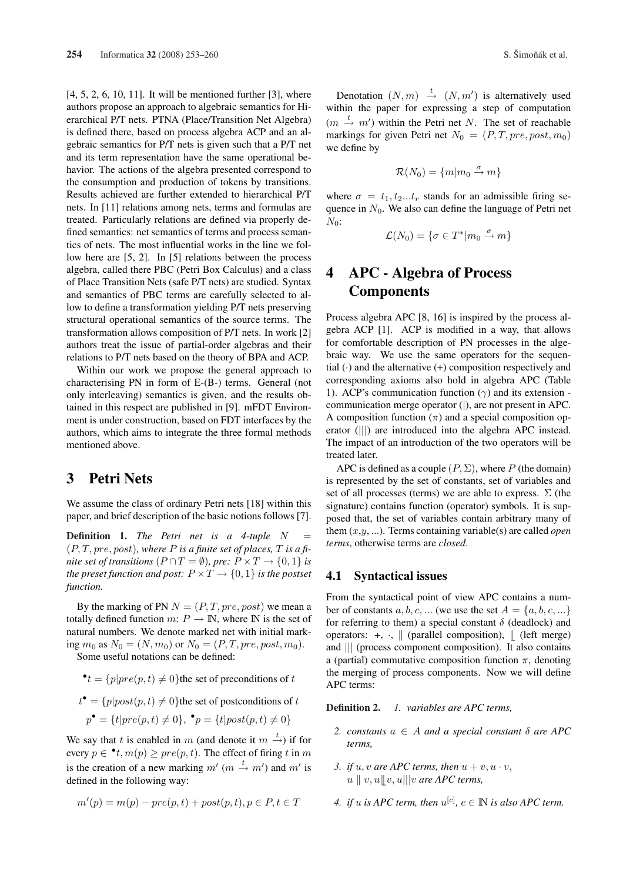[4, 5, 2, 6, 10, 11]. It will be mentioned further [3], where authors propose an approach to algebraic semantics for Hierarchical P/T nets. PTNA (Place/Transition Net Algebra) is defined there, based on process algebra ACP and an algebraic semantics for P/T nets is given such that a P/T net and its term representation have the same operational behavior. The actions of the algebra presented correspond to the consumption and production of tokens by transitions. Results achieved are further extended to hierarchical P/T nets. In [11] relations among nets, terms and formulas are treated. Particularly relations are defined via properly defined semantics: net semantics of terms and process semantics of nets. The most influential works in the line we follow here are [5, 2]. In [5] relations between the process algebra, called there PBC (Petri Box Calculus) and a class of Place Transition Nets (safe P/T nets) are studied. Syntax and semantics of PBC terms are carefully selected to allow to define a transformation yielding P/T nets preserving structural operational semantics of the source terms. The transformation allows composition of P/T nets. In work [2] authors treat the issue of partial-order algebras and their relations to P/T nets based on the theory of BPA and ACP.

Within our work we propose the general approach to characterising PN in form of E-(B-) terms. General (not only interleaving) semantics is given, and the results obtained in this respect are published in [9]. mFDT Environment is under construction, based on FDT interfaces by the authors, which aims to integrate the three formal methods mentioned above.

# 3 Petri Nets

We assume the class of ordinary Petri nets [18] within this paper, and brief description of the basic notions follows [7].

**Definition 1.** *The Petri net is a 4-tuple $N = (P, T, pre, post)$, where $P$ is a finite set of places, $T$ is a finite set of transitions ($P \cap T = \emptyset$), pre: $P \times T \to \{0, 1\}$ is the preset function and post: $P \times T \to \{0, 1\}$ is the postset function.*

By the marking of PN $N = (P, T, pre, post)$ we mean a totally defined function $m$: $P \to \mathbb{N}$, where $\mathbb{N}$ is the set of natural numbers. We denote marked net with initial marking $m_0$ as $N_0 = (N, m_0)$ or $N_0 = (P, T, pre, post, m_0)$.

Some useful notations can be defined:

$^{\bullet}t = \{p | pre(p, t) \neq 0\}$ the set of preconditions of $t$

$t^{\bullet} = \{p | post(p, t) \neq 0\}$ the set of postconditions of $t$

$p^{\bullet} = \{t | pre(p, t) \neq 0\}$, $^{\bullet}p = \{t | post(p, t) \neq 0\}$

We say that $t$ is enabled in $m$ (and denote it $m \xrightarrow{t}$) if for every $p \in {}^{\bullet}t, m(p) \geq pre(p, t)$. The effect of firing $t$ in $m$ is the creation of a new marking $m'$ ($m \xrightarrow{t} m'$) and $m'$ is defined in the following way:

$$m'(p) = m(p) - pre(p, t) + post(p, t), p \in P, t \in T$$

Denotation $(N, m) \xrightarrow{t} (N, m')$ is alternatively used within the paper for expressing a step of computation ($m \xrightarrow{t} m'$) within the Petri net $N$. The set of reachable markings for given Petri net $N_0 = (P, T, pre, post, m_0)$ we define by

$$\mathcal{R}(N_0) = \{m | m_0 \xrightarrow{\sigma} m\}$$

where $\sigma = t_1, t_2 ... t_r$ stands for an admissible firing sequence in $N_0$. We also can define the language of Petri net $N_0$:

$$\mathcal{L}(N_0) = \{\sigma \in T^* | m_0 \xrightarrow{\sigma} m\}$$

# 4 APC - Algebra of Process Components

Process algebra APC [8, 16] is inspired by the process algebra ACP [1]. ACP is modified in a way, that allows for comfortable description of PN processes in the algebraic way. We use the same operators for the sequential ($\cdot$) and the alternative (+) composition respectively and corresponding axioms also hold in algebra APC (Table 1). ACP's communication function ($\gamma$) and its extension - communication merge operator ($|$), are not present in APC. A composition function ($\pi$) and a special composition operator ($|||$) are introduced into the algebra APC instead. The impact of an introduction of the two operators will be treated later.

APC is defined as a couple $(P, \Sigma)$, where $P$ (the domain) is represented by the set of constants, set of variables and set of all processes (terms) we are able to express. $\Sigma$ (the signature) contains function (operator) symbols. It is supposed that, the set of variables contain arbitrary many of them ($x$,$y$, ...). Terms containing variable(s) are called *open terms*, otherwise terms are *closed*.

## 4.1 Syntactical issues

From the syntactical point of view APC contains a number of constants $a, b, c, ...$ (we use the set $A = \{a, b, c, ...\}$ for referring to them) a special constant $\delta$ (deadlock) and operators: +, $\cdot$, $\|$ (parallel composition), $⫽$ (left merge) and $|||$ (process component composition). It also contains a (partial) commutative composition function $\pi$, denoting the merging of process components. Now we will define APC terms:

**Definition 2.** 
1. *variables are APC terms,*
2. *constants $a \in A$ and a special constant $\delta$ are APC terms,*
3. *if $u, v$ are APC terms, then $u + v, u \cdot v$, $u \parallel v, u ⫽ v, u|||v$ are APC terms,*
4. *if $u$ is APC term, then $u^{[c]}$, $c \in \mathbb{N}$ is also APC term.*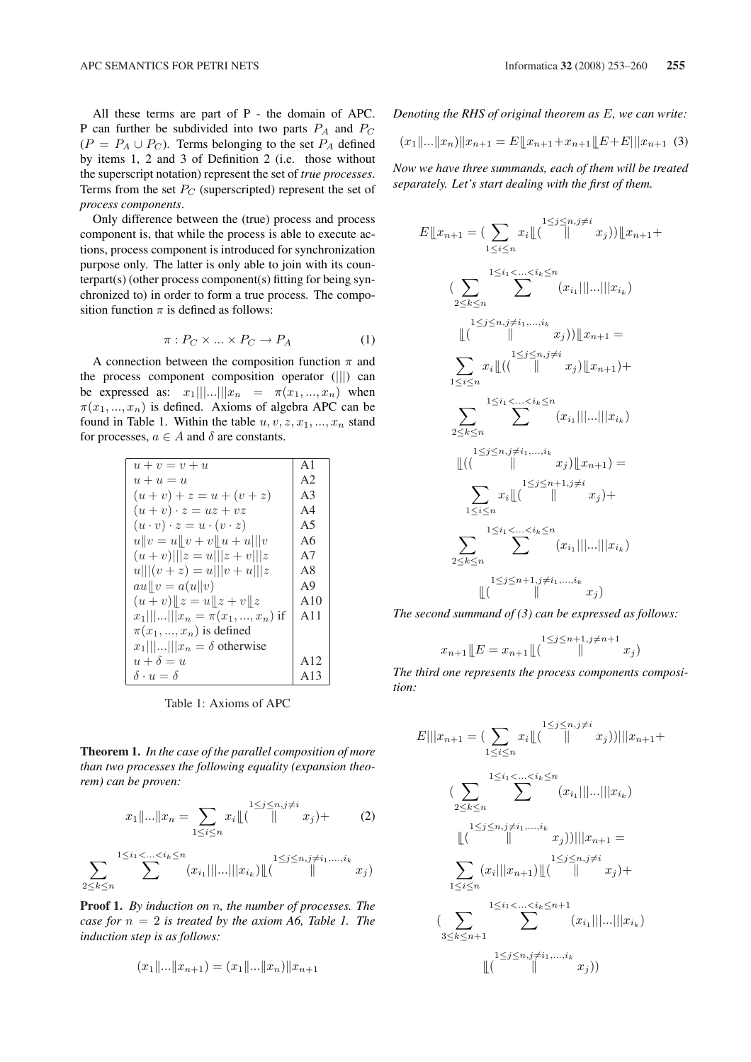All these terms are part of P - the domain of APC. P can further be subdivided into two parts $P_A$ and $P_C$ ($P = P_A \cup P_C$). Terms belonging to the set $P_A$ defined by items 1, 2 and 3 of Definition 2 (i.e. those without the superscript notation) represent the set of *true processes*. Terms from the set $P_C$ (superscripted) represent the set of *process components*.

Only difference between the (true) process and process component is, that while the process is able to execute actions, process component is introduced for synchronization purpose only. The latter is only able to join with its counterpart(s) (other process component(s) fitting for being synchronized to) in order to form a true process. The composition function $\pi$ is defined as follows:

$$\pi : P_C \times ... \times P_C \rightarrow P_A \tag{1}$$

A connection between the composition function $\pi$ and the process component composition operator ($|||$) can be expressed as: $x_1|||...|||x_n = \pi(x_1, ..., x_n)$ when $\pi(x_1, ..., x_n)$ is defined. Axioms of algebra APC can be found in Table 1. Within the table $u, v, z, x_1, ..., x_n$ stand for processes, $a \in A$ and $\delta$ are constants.

| Axiom | |
|---|---|
| $u + v = v + u$ | A1 |
| $u + u = u$ | A2 |
| $(u + v) + z = u + (v + z)$ | A3 |
| $(u + v) \cdot z = uz + vz$ | A4 |
| $(u \cdot v) \cdot z = u \cdot (v \cdot z)$ | A5 |
| $u \| v = u \lfloor\!\lfloor v + v \lfloor\!\lfloor u + u \| \| \| v$ | A6 |
| $(u + v)\|\|\|z = u\|\|\|z + v\|\|\|z$ | A7 |
| $u\|\|\|(v + z) = u\|\|\|v + u\|\|\|z$ | A8 |
| $au \lfloor\!\lfloor v = a(u\|v)$ | A9 |
| $(u + v) \lfloor\!\lfloor z = u \lfloor\!\lfloor z + v \lfloor\!\lfloor z$ | A10 |
| $x_1\|\|\|...\|\|\|x_n = \pi(x_1, ..., x_n)$ if $\pi(x_1, ..., x_n)$ is defined; $x_1\|\|\|...\|\|\|x_n = \delta$ otherwise | A11 |
| $u + \delta = u$ | A12 |
| $\delta \cdot u = \delta$ | A13 |

Table 1: Axioms of APC

**Theorem 1.** *In the case of the parallel composition of more than two processes the following equality (expansion theorem) can be proven:*

$$x_1\|...\|x_n = \sum_{1 \leq i \leq n} x_i \lfloor\!\lfloor ( \overset{1 \leq j \leq n, j \neq i}{\|} x_j) + \tag{2}$$

$$\sum_{2 \leq k \leq n} \sum^{1 \leq i_1 < ... < i_k \leq n} (x_{i_1}|||...|||x_{i_k}) \lfloor\!\lfloor ( \overset{1 \leq j \leq n, j \neq i_1, ..., i_k}{\|} x_j)$$

**Proof 1.** *By induction on $n$, the number of processes. The case for $n = 2$ is treated by the axiom A6, Table 1. The induction step is as follows:*

$$(x_1\|...\|x_{n+1}) = (x_1\|...\|x_n)\|x_{n+1}$$

*Denoting the RHS of original theorem as $E$, we can write:*

$$(x_1\|...\|x_n)\|x_{n+1} = E \lfloor\!\lfloor x_{n+1} + x_{n+1} \lfloor\!\lfloor E + E|||x_{n+1} \tag{3}$$

*Now we have three summands, each of them will be treated separately. Let's start dealing with the first of them.*

$$E \lfloor\!\lfloor x_{n+1} = (\sum_{1 \leq i \leq n} x_i \lfloor\!\lfloor ( \overset{1 \leq j \leq n, j \neq i}{\|} x_j)) \lfloor\!\lfloor x_{n+1} +$$

$$(\sum_{2 \leq k \leq n} \sum^{1 \leq i_1 < ... < i_k \leq n} (x_{i_1}|||...|||x_{i_k})$$

$$\lfloor\!\lfloor ( \overset{1 \leq j \leq n, j \neq i_1, ..., i_k}{\|} x_j)) \lfloor\!\lfloor x_{n+1} =$$

$$\sum_{1 \leq i \leq n} x_i \lfloor\!\lfloor (( \overset{1 \leq j \leq n, j \neq i}{\|} x_j) \lfloor\!\lfloor x_{n+1}) +$$

$$\sum_{2 \leq k \leq n} \sum^{1 \leq i_1 < ... < i_k \leq n} (x_{i_1}|||...|||x_{i_k})$$

$$\lfloor\!\lfloor (( \overset{1 \leq j \leq n, j \neq i_1, ..., i_k}{\|} x_j) \lfloor\!\lfloor x_{n+1}) =$$

$$\sum_{1 \leq i \leq n} x_i \lfloor\!\lfloor ( \overset{1 \leq j \leq n+1, j \neq i}{\|} x_j) +$$

$$\sum_{2 \leq k \leq n} \sum^{1 \leq i_1 < ... < i_k \leq n} (x_{i_1}|||...|||x_{i_k})$$

$$\lfloor\!\lfloor ( \overset{1 \leq j \leq n+1, j \neq i_1, ..., i_k}{\|} x_j)$$

*The second summand of (3) can be expressed as follows:*

$$x_{n+1} \lfloor\!\lfloor E = x_{n+1} \lfloor\!\lfloor ( \overset{1 \leq j \leq n+1, j \neq n+1}{\|} x_j)$$

*The third one represents the process components composition:*

$$E|||x_{n+1} = (\sum_{1 \leq i \leq n} x_i \lfloor\!\lfloor ( \overset{1 \leq j \leq n, j \neq i}{\|} x_j))|||x_{n+1} +$$

$$(\sum_{2 \leq k \leq n} \sum^{1 \leq i_1 < ... < i_k \leq n} (x_{i_1}|||...|||x_{i_k})$$

$$\lfloor\!\lfloor ( \overset{1 \leq j \leq n, j \neq i_1, ..., i_k}{\|} x_j))|||x_{n+1} =$$

$$\sum_{1 \leq i \leq n} (x_i|||x_{n+1}) \lfloor\!\lfloor ( \overset{1 \leq j \leq n, j \neq i}{\|} x_j) +$$

$$(\sum_{3 \leq k \leq n+1} \sum^{1 \leq i_1 < ... < i_k \leq n+1} (x_{i_1}|||...|||x_{i_k})$$

$$\lfloor\!\lfloor ( \overset{1 \leq j \leq n, j \neq i_1, ..., i_k}{\|} x_j))$$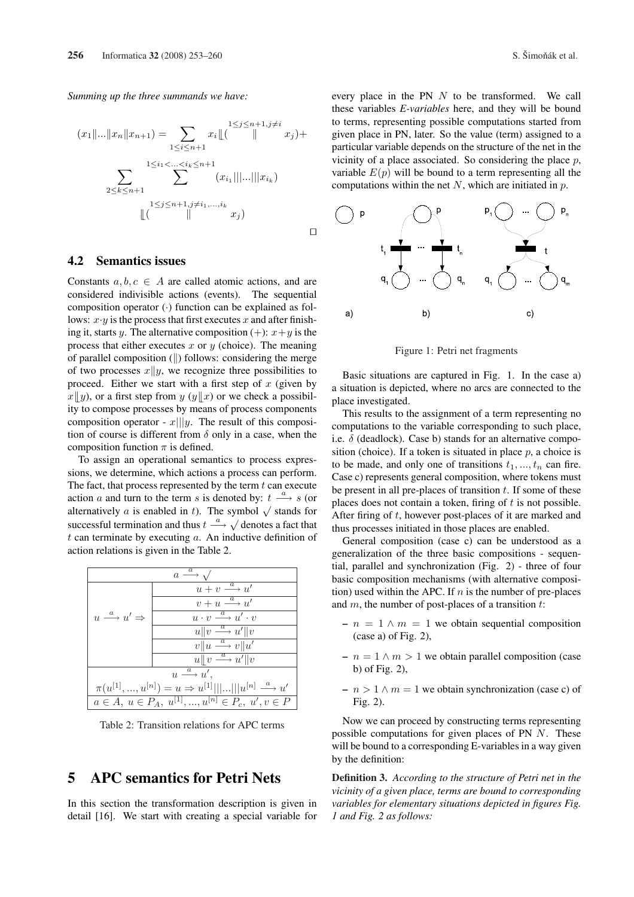*Summing up the three summands we have:*

$$(x_1\|...\|x_n\|x_{n+1}) = \sum_{1\le i\le n+1} x_i \lfloor\!\lfloor ( \overset{1\le j\le n+1, j\ne i}{\|} x_j) +$$

$$\sum_{2\le k\le n+1} \sum^{1\le i_1<...<i_k\le n+1} (x_{i_1}|||...|||x_{i_k})$$

$$\lfloor\!\lfloor ( \overset{1\le j\le n+1, j\ne i_1,...,i_k}{\|} x_j)$$

□

## 4.2 Semantics issues

Constants $a, b, c \in A$ are called atomic actions, and are considered indivisible actions (events). The sequential composition operator $(\cdot)$ function can be explained as follows: $x \cdot y$ is the process that first executes $x$ and after finishing it, starts $y$. The alternative composition $(+)$: $x+y$ is the process that either executes $x$ or $y$ (choice). The meaning of parallel composition $(\|)$ follows: considering the merge of two processes $x\|y$, we recognize three possibilities to proceed. Either we start with a first step of $x$ (given by $x\lfloor\!\lfloor y$), or a first step from $y$ ($y\lfloor\!\lfloor x$) or we check a possibility to compose processes by means of process components composition operator - $x|||y$. The result of this composition of course is different from $\delta$ only in a case, when the composition function $\pi$ is defined.

To assign an operational semantics to process expressions, we determine, which actions a process can perform. The fact, that process represented by the term $t$ can execute action $a$ and turn to the term $s$ is denoted by: $t \xrightarrow{a} s$ (or alternatively $a$ is enabled in $t$). The symbol $\surd$ stands for successful termination and thus $t \xrightarrow{a} \surd$ denotes a fact that $t$ can terminate by executing $a$. An inductive definition of action relations is given in the Table 2.

| | |
|---|---|
| $a \xrightarrow{a} \surd$ | |
| $u \xrightarrow{a} u' \Rightarrow$ | $u + v \xrightarrow{a} u'$ |
| | $v + u \xrightarrow{a} u'$ |
| | $u \cdot v \xrightarrow{a} u' \cdot v$ |
| | $u\|v \xrightarrow{a} u'\|v$ |
| | $v\|u \xrightarrow{a} v\|u'$ |
| | $u\lfloor\!\lfloor v \xrightarrow{a} u'\|v$ |
| $u \xrightarrow{a} u'$, $\pi(u^{[1]},...,u^{[n]}) = u \Rightarrow u^{[1]}|||...|||u^{[n]} \xrightarrow{a} u'$ | |
| $a \in A,\ u \in P_A,\ u^{[1]},...,u^{[n]} \in P_c,\ u', v \in P$ | |

Table 2: Transition relations for APC terms

# 5 APC semantics for Petri Nets

In this section the transformation description is given in detail [16]. We start with creating a special variable for every place in the PN $N$ to be transformed. We call these variables *E-variables* here, and they will be bound to terms, representing possible computations started from given place in PN, later. So the value (term) assigned to a particular variable depends on the structure of the net in the vicinity of a place associated. So considering the place $p$, variable $E(p)$ will be bound to a term representing all the computations within the net $N$, which are initiated in $p$.

Figure 1: Petri net fragments

Basic situations are captured in Fig. 1. In the case a) a situation is depicted, where no arcs are connected to the place investigated.

This results to the assignment of a term representing no computations to the variable corresponding to such place, i.e. $\delta$ (deadlock). Case b) stands for an alternative composition (choice). If a token is situated in place $p$, a choice is to be made, and only one of transitions $t_1, ..., t_n$ can fire. Case c) represents general composition, where tokens must be present in all pre-places of transition $t$. If some of these places does not contain a token, firing of $t$ is not possible. After firing of $t$, however post-places of it are marked and thus processes initiated in those places are enabled.

General composition (case c) can be understood as a generalization of the three basic compositions - sequential, parallel and synchronization (Fig. 2) - three of four basic composition mechanisms (with alternative composition) used within the APC. If $n$ is the number of pre-places and $m$, the number of post-places of a transition $t$:

- $n = 1 \wedge m = 1$ we obtain sequential composition (case a) of Fig. 2),
- $n = 1 \wedge m > 1$ we obtain parallel composition (case b) of Fig. 2),
- $n > 1 \wedge m = 1$ we obtain synchronization (case c) of Fig. 2).

Now we can proceed by constructing terms representing possible computations for given places of PN $N$. These will be bound to a corresponding E-variables in a way given by the definition:

**Definition 3.** *According to the structure of Petri net in the vicinity of a given place, terms are bound to corresponding variables for elementary situations depicted in figures Fig. 1 and Fig. 2 as follows:*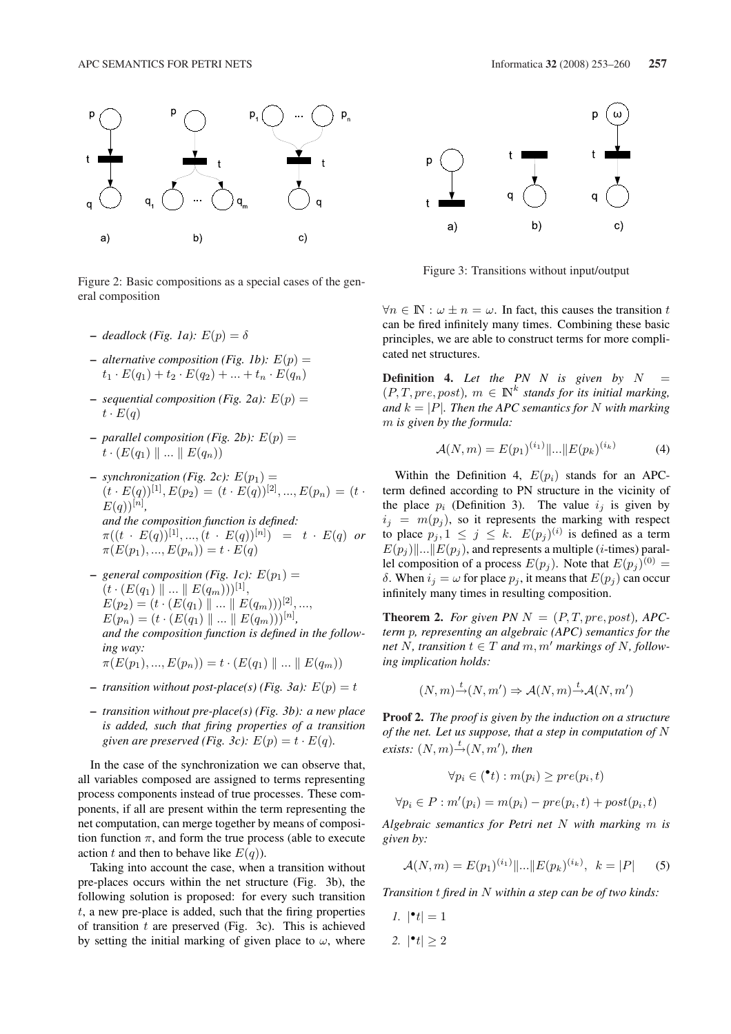Figure 2: Basic compositions as a special cases of the general composition

Figure 3: Transitions without input/output

- *deadlock (Fig. 1a):* $E(p) = \delta$
- *alternative composition (Fig. 1b):* $E(p) = t_1 \cdot E(q_1) + t_2 \cdot E(q_2) + ... + t_n \cdot E(q_n)$
- *sequential composition (Fig. 2a):* $E(p) = t \cdot E(q)$
- *parallel composition (Fig. 2b):* $E(p) = t \cdot (E(q_1) \parallel ... \parallel E(q_n))$
- *synchronization (Fig. 2c):* $E(p_1) = (t \cdot E(q))^{[1]}, E(p_2) = (t \cdot E(q))^{[2]}, ..., E(p_n) = (t \cdot E(q))^{[n]}$, *and the composition function is defined:* $\pi((t \cdot E(q))^{[1]}, ..., (t \cdot E(q))^{[n]}) = t \cdot E(q)$ *or* $\pi(E(p_1), ..., E(p_n)) = t \cdot E(q)$
- *general composition (Fig. 1c):* $E(p_1) = (t \cdot (E(q_1) \parallel ... \parallel E(q_m)))^{[1]}$, $E(p_2) = (t \cdot (E(q_1) \parallel ... \parallel E(q_m)))^{[2]}, ...,$ $E(p_n) = (t \cdot (E(q_1) \parallel ... \parallel E(q_m)))^{[n]}$, *and the composition function is defined in the following way:* $\pi(E(p_1), ..., E(p_n)) = t \cdot (E(q_1) \parallel ... \parallel E(q_m))$
- *transition without post-place(s) (Fig. 3a):* $E(p) = t$
- *transition without pre-place(s) (Fig. 3b): a new place is added, such that firing properties of a transition given are preserved (Fig. 3c):* $E(p) = t \cdot E(q)$.

In the case of the synchronization we can observe that, all variables composed are assigned to terms representing process components instead of true processes. These components, if all are present within the term representing the net computation, can merge together by means of composition function $\pi$, and form the true process (able to execute action $t$ and then to behave like $E(q)$).

Taking into account the case, when a transition without pre-places occurs within the net structure (Fig. 3b), the following solution is proposed: for every such transition $t$, a new pre-place is added, such that the firing properties of transition $t$ are preserved (Fig. 3c). This is achieved by setting the initial marking of given place to $\omega$, where $\forall n \in \mathbb{N} : \omega \pm n = \omega$. In fact, this causes the transition $t$ can be fired infinitely many times. Combining these basic principles, we are able to construct terms for more complicated net structures.

**Definition 4.** *Let the PN $N$ is given by $N = (P, T, pre, post)$, $m \in \mathbb{N}^k$ stands for its initial marking, and $k = |P|$. Then the APC semantics for $N$ with marking $m$ is given by the formula:*

$$\mathcal{A}(N, m) = E(p_1)^{(i_1)} \| ... \| E(p_k)^{(i_k)} \tag{4}$$

Within the Definition 4, $E(p_i)$ stands for an APC-term defined according to PN structure in the vicinity of the place $p_i$ (Definition 3). The value $i_j$ is given by $i_j = m(p_j)$, so it represents the marking with respect to place $p_j, 1 \leq j \leq k$. $E(p_j)^{(i)}$ is defined as a term $E(p_j) \| ... \| E(p_j)$, and represents a multiple ($i$-times) parallel composition of a process $E(p_j)$. Note that $E(p_j)^{(0)} = \delta$. When $i_j = \omega$ for place $p_j$, it means that $E(p_j)$ can occur infinitely many times in resulting composition.

**Theorem 2.** *For given PN $N = (P, T, pre, post)$, APC-term $p$, representing an algebraic (APC) semantics for the net $N$, transition $t \in T$ and $m, m'$ markings of $N$, following implication holds:*

$$(N, m) \xrightarrow{t} (N, m') \Rightarrow \mathcal{A}(N, m) \xrightarrow{t} \mathcal{A}(N, m')$$

**Proof 2.** *The proof is given by the induction on a structure of the net. Let us suppose, that a step in computation of $N$ exists: $(N, m) \xrightarrow{t} (N, m')$, then*

$$\forall p_i \in ({}^\bullet t) : m(p_i) \geq pre(p_i, t)$$

$$\forall p_i \in P : m'(p_i) = m(p_i) - pre(p_i, t) + post(p_i, t)$$

*Algebraic semantics for Petri net $N$ with marking $m$ is given by:*

$$\mathcal{A}(N, m) = E(p_1)^{(i_1)} \| ... \| E(p_k)^{(i_k)}, \;\; k = |P| \tag{5}$$

*Transition $t$ fired in $N$ within a step can be of two kinds:*

1. $|{}^\bullet t| = 1$
2. $|{}^\bullet t| \geq 2$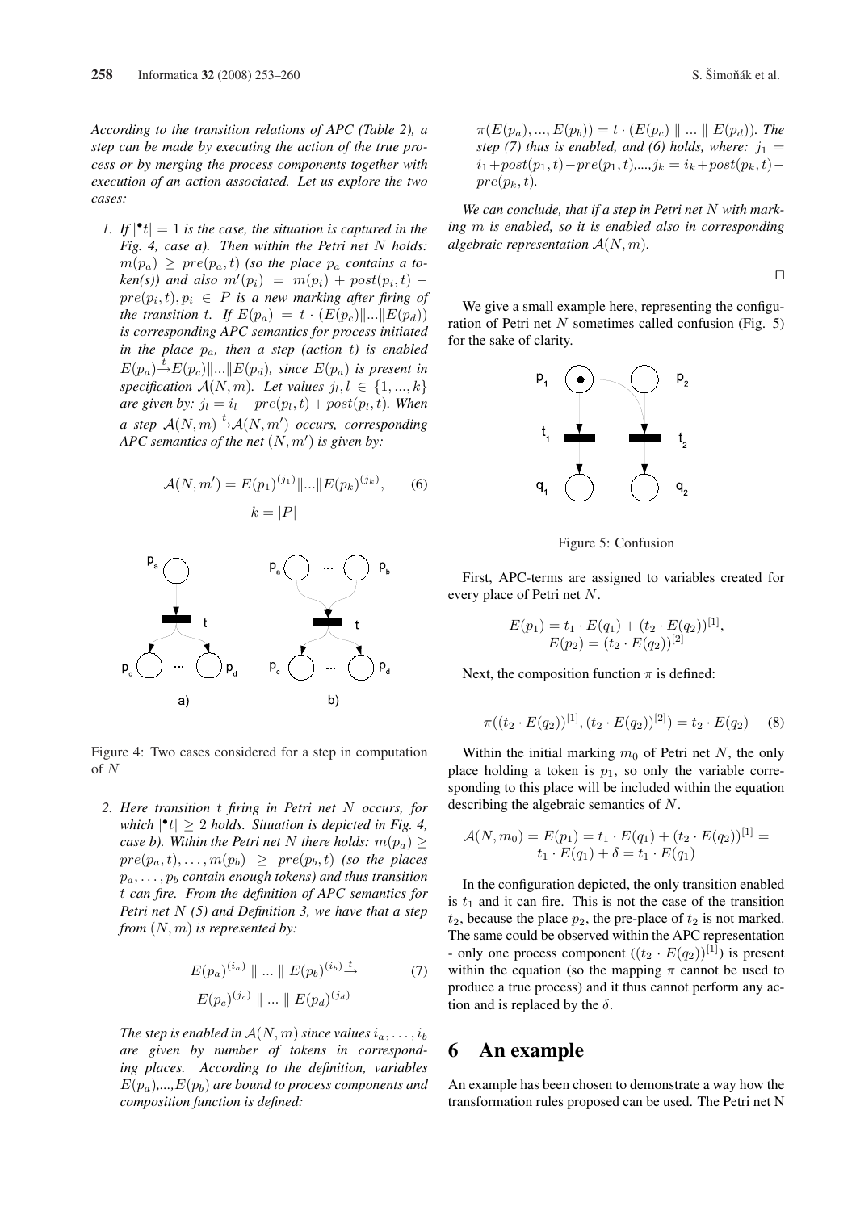*According to the transition relations of APC (Table 2), a step can be made by executing the action of the true process or by merging the process components together with execution of an action associated. Let us explore the two cases:*

1. *If $|^\bullet t| = 1$ is the case, the situation is captured in the Fig. 4, case a). Then within the Petri net $N$ holds: $m(p_a) \geq pre(p_a, t)$ (so the place $p_a$ contains a token(s)) and also $m'(p_i) = m(p_i) + post(p_i, t) - pre(p_i, t), p_i \in P$ is a new marking after firing of the transition $t$. If $E(p_a) = t \cdot (E(p_c)\|...\|E(p_d))$ is corresponding APC semantics for process initiated in the place $p_a$, then a step (action $t$) is enabled $E(p_a) \xrightarrow{t} E(p_c)\|...\|E(p_d)$, since $E(p_a)$ is present in specification $\mathcal{A}(N, m)$. Let values $j_l, l \in \{1, ..., k\}$ are given by: $j_l = i_l - pre(p_l, t) + post(p_l, t)$. When a step $\mathcal{A}(N, m) \xrightarrow{t} \mathcal{A}(N, m')$ occurs, corresponding APC semantics of the net $(N, m')$ is given by:*

$$\mathcal{A}(N, m') = E(p_1)^{(j_1)}\|...\|E(p_k)^{(j_k)}, \qquad (6)$$
$$k = |P|$$

Figure 4: Two cases considered for a step in computation of $N$

2. *Here transition $t$ firing in Petri net $N$ occurs, for which $|^\bullet t| \geq 2$ holds. Situation is depicted in Fig. 4, case b). Within the Petri net $N$ there holds: $m(p_a) \geq pre(p_a, t), \ldots, m(p_b) \geq pre(p_b, t)$ (so the places $p_a, \ldots, p_b$ contain enough tokens) and thus transition $t$ can fire. From the definition of APC semantics for Petri net $N$ (5) and Definition 3, we have that a step from $(N, m)$ is represented by:*

$$E(p_a)^{(i_a)} \parallel ... \parallel E(p_b)^{(i_b)} \xrightarrow{t} \qquad (7)$$
$$E(p_c)^{(j_c)} \parallel ... \parallel E(p_d)^{(j_d)}$$

*The step is enabled in $\mathcal{A}(N, m)$ since values $i_a, \ldots, i_b$ are given by number of tokens in corresponding places. According to the definition, variables $E(p_a)$,...,$E(p_b)$ are bound to process components and composition function is defined:*

*$\pi(E(p_a), ..., E(p_b)) = t \cdot (E(p_c) \parallel ... \parallel E(p_d))$. The step (7) thus is enabled, and (6) holds, where: $j_1 = i_1 + post(p_1, t) - pre(p_1, t), ..., j_k = i_k + post(p_k, t) - pre(p_k, t)$.*

*We can conclude, that if a step in Petri net $N$ with marking $m$ is enabled, so it is enabled also in corresponding algebraic representation $\mathcal{A}(N, m)$.*

□

We give a small example here, representing the configuration of Petri net $N$ sometimes called confusion (Fig. 5) for the sake of clarity.

Figure 5: Confusion

First, APC-terms are assigned to variables created for every place of Petri net $N$.

$$E(p_1) = t_1 \cdot E(q_1) + (t_2 \cdot E(q_2))^{[1]},$$
$$E(p_2) = (t_2 \cdot E(q_2))^{[2]}$$

Next, the composition function $\pi$ is defined:

$$\pi((t_2 \cdot E(q_2))^{[1]}, (t_2 \cdot E(q_2))^{[2]}) = t_2 \cdot E(q_2) \qquad (8)$$

Within the initial marking $m_0$ of Petri net $N$, the only place holding a token is $p_1$, so only the variable corresponding to this place will be included within the equation describing the algebraic semantics of $N$.

$$\mathcal{A}(N, m_0) = E(p_1) = t_1 \cdot E(q_1) + (t_2 \cdot E(q_2))^{[1]} =$$
$$t_1 \cdot E(q_1) + \delta = t_1 \cdot E(q_1)$$

In the configuration depicted, the only transition enabled is $t_1$ and it can fire. This is not the case of the transition $t_2$, because the place $p_2$, the pre-place of $t_2$ is not marked. The same could be observed within the APC representation - only one process component $((t_2 \cdot E(q_2))^{[1]})$ is present within the equation (so the mapping $\pi$ cannot be used to produce a true process) and it thus cannot perform any action and is replaced by the $\delta$.

# 6 An example

An example has been chosen to demonstrate a way how the transformation rules proposed can be used. The Petri net N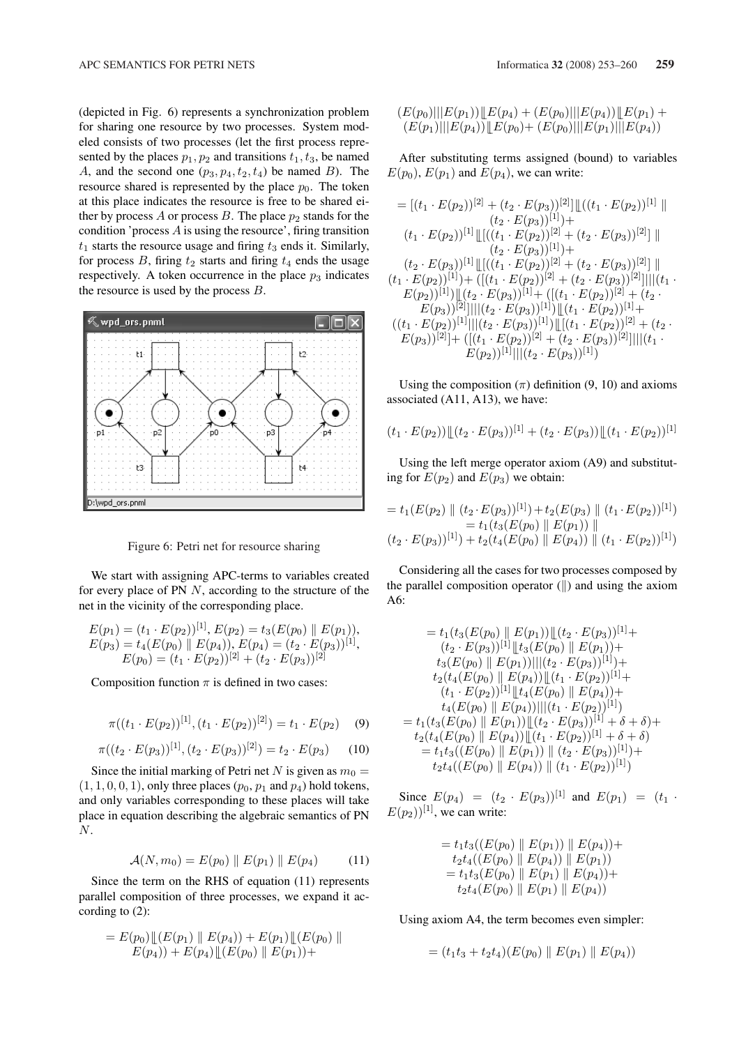(depicted in Fig. 6) represents a synchronization problem for sharing one resource by two processes. System modeled consists of two processes (let the first process represented by the places $p_1, p_2$ and transitions $t_1, t_3$, be named $A$, and the second one $(p_3, p_4, t_2, t_4)$ be named $B$). The resource shared is represented by the place $p_0$. The token at this place indicates the resource is free to be shared either by process $A$ or process $B$. The place $p_2$ stands for the condition 'process $A$ is using the resource', firing transition $t_1$ starts the resource usage and firing $t_3$ ends it. Similarly, for process $B$, firing $t_2$ starts and firing $t_4$ ends the usage respectively. A token occurrence in the place $p_3$ indicates the resource is used by the process $B$.

Figure 6: Petri net for resource sharing

We start with assigning APC-terms to variables created for every place of PN $N$, according to the structure of the net in the vicinity of the corresponding place.

$$E(p_1) = (t_1 \cdot E(p_2))^{[1]},\ E(p_2) = t_3(E(p_0) \parallel E(p_1)),$$
$$E(p_3) = t_4(E(p_0) \parallel E(p_4)),\ E(p_4) = (t_2 \cdot E(p_3))^{[1]},$$
$$E(p_0) = (t_1 \cdot E(p_2))^{[2]} + (t_2 \cdot E(p_3))^{[2]}$$

Composition function $\pi$ is defined in two cases:

$$\pi((t_1 \cdot E(p_2))^{[1]}, (t_1 \cdot E(p_2))^{[2]}) = t_1 \cdot E(p_2) \quad (9)$$

$$\pi((t_2 \cdot E(p_3))^{[1]}, (t_2 \cdot E(p_3))^{[2]}) = t_2 \cdot E(p_3) \quad (10)$$

Since the initial marking of Petri net $N$ is given as $m_0 = (1, 1, 0, 0, 1)$, only three places ($p_0$, $p_1$ and $p_4$) hold tokens, and only variables corresponding to these places will take place in equation describing the algebraic semantics of PN $N$.

$$\mathcal{A}(N, m_0) = E(p_0) \parallel E(p_1) \parallel E(p_4) \quad (11)$$

Since the term on the RHS of equation (11) represents parallel composition of three processes, we expand it according to (2):

$$= E(p_0) \lfloor\!\lfloor (E(p_1) \parallel E(p_4)) + E(p_1) \lfloor\!\lfloor (E(p_0) \parallel E(p_4)) + E(p_4) \lfloor\!\lfloor (E(p_0) \parallel E(p_1)) +$$
$$(E(p_0) ||| E(p_1)) \lfloor\!\lfloor E(p_4) + (E(p_0) ||| E(p_4)) \lfloor\!\lfloor E(p_1) + (E(p_1) ||| E(p_4)) \lfloor\!\lfloor E(p_0) + (E(p_0) ||| E(p_1) ||| E(p_4))$$

After substituting terms assigned (bound) to variables $E(p_0)$, $E(p_1)$ and $E(p_4)$, we can write:

$$= [(t_1 \cdot E(p_2))^{[2]} + (t_2 \cdot E(p_3))^{[2]}] \lfloor\!\lfloor ((t_1 \cdot E(p_2))^{[1]} \parallel (t_2 \cdot E(p_3))^{[1]}) +$$
$$(t_1 \cdot E(p_2))^{[1]} \lfloor\!\lfloor [((t_1 \cdot E(p_2))^{[2]} + (t_2 \cdot E(p_3))^{[2]}] \parallel (t_2 \cdot E(p_3))^{[1]}) +$$
$$(t_2 \cdot E(p_3))^{[1]} \lfloor\!\lfloor [((t_1 \cdot E(p_2))^{[2]} + (t_2 \cdot E(p_3))^{[2]}] \parallel (t_1 \cdot E(p_2))^{[1]}) + ([(t_1 \cdot E(p_2))^{[2]} + (t_2 \cdot E(p_3))^{[2]}] ||| (t_1 \cdot E(p_2))^{[1]}) \lfloor\!\lfloor (t_2 \cdot E(p_3))^{[1]} + ([(t_1 \cdot E(p_2))^{[2]} + (t_2 \cdot E(p_3))^{[2]}] ||| (t_2 \cdot E(p_3))^{[1]}) \lfloor\!\lfloor (t_1 \cdot E(p_2))^{[1]} +$$
$$((t_1 \cdot E(p_2))^{[1]} ||| (t_2 \cdot E(p_3))^{[1]}) \lfloor\!\lfloor [(t_1 \cdot E(p_2))^{[2]} + (t_2 \cdot E(p_3))^{[2]}] + ([(t_1 \cdot E(p_2))^{[2]} + (t_2 \cdot E(p_3))^{[2]}] ||| (t_1 \cdot E(p_2))^{[1]} ||| (t_2 \cdot E(p_3))^{[1]})$$

Using the composition ($\pi$) definition (9, 10) and axioms associated (A11, A13), we have:

$$(t_1 \cdot E(p_2)) \lfloor\!\lfloor (t_2 \cdot E(p_3))^{[1]} + (t_2 \cdot E(p_3)) \lfloor\!\lfloor (t_1 \cdot E(p_2))^{[1]}$$

Using the left merge operator axiom (A9) and substituting for $E(p_2)$ and $E(p_3)$ we obtain:

$$= t_1(E(p_2) \parallel (t_2 \cdot E(p_3))^{[1]}) + t_2(E(p_3) \parallel (t_1 \cdot E(p_2))^{[1]})$$
$$= t_1(t_3(E(p_0) \parallel E(p_1)) \parallel (t_2 \cdot E(p_3))^{[1]}) + t_2(t_4(E(p_0) \parallel E(p_4)) \parallel (t_1 \cdot E(p_2))^{[1]})$$

Considering all the cases for two processes composed by the parallel composition operator ($\parallel$) and using the axiom A6:

$$= t_1(t_3(E(p_0) \parallel E(p_1)) \lfloor\!\lfloor (t_2 \cdot E(p_3))^{[1]} + (t_2 \cdot E(p_3))^{[1]} \lfloor\!\lfloor t_3(E(p_0) \parallel E(p_1)) + t_3(E(p_0) \parallel E(p_1)) ||| (t_2 \cdot E(p_3))^{[1]}) +$$
$$t_2(t_4(E(p_0) \parallel E(p_4)) \lfloor\!\lfloor (t_1 \cdot E(p_2))^{[1]} + (t_1 \cdot E(p_2))^{[1]} \lfloor\!\lfloor t_4(E(p_0) \parallel E(p_4)) + t_4(E(p_0) \parallel E(p_4)) ||| (t_1 \cdot E(p_2))^{[1]})$$
$$= t_1(t_3(E(p_0) \parallel E(p_1)) \lfloor\!\lfloor (t_2 \cdot E(p_3))^{[1]} + \delta + \delta) + t_2(t_4(E(p_0) \parallel E(p_4)) \lfloor\!\lfloor (t_1 \cdot E(p_2))^{[1]} + \delta + \delta)$$
$$= t_1 t_3((E(p_0) \parallel E(p_1)) \parallel (t_2 \cdot E(p_3))^{[1]}) + t_2 t_4((E(p_0) \parallel E(p_4)) \parallel (t_1 \cdot E(p_2))^{[1]})$$

Since $E(p_4) = (t_2 \cdot E(p_3))^{[1]}$ and $E(p_1) = (t_1 \cdot E(p_2))^{[1]}$, we can write:

$$= t_1 t_3((E(p_0) \parallel E(p_1)) \parallel E(p_4)) + t_2 t_4((E(p_0) \parallel E(p_4)) \parallel E(p_1))$$
$$= t_1 t_3(E(p_0) \parallel E(p_1) \parallel E(p_4)) + t_2 t_4(E(p_0) \parallel E(p_1) \parallel E(p_4))$$

Using axiom A4, the term becomes even simpler:

$$= (t_1 t_3 + t_2 t_4)(E(p_0) \parallel E(p_1) \parallel E(p_4))$$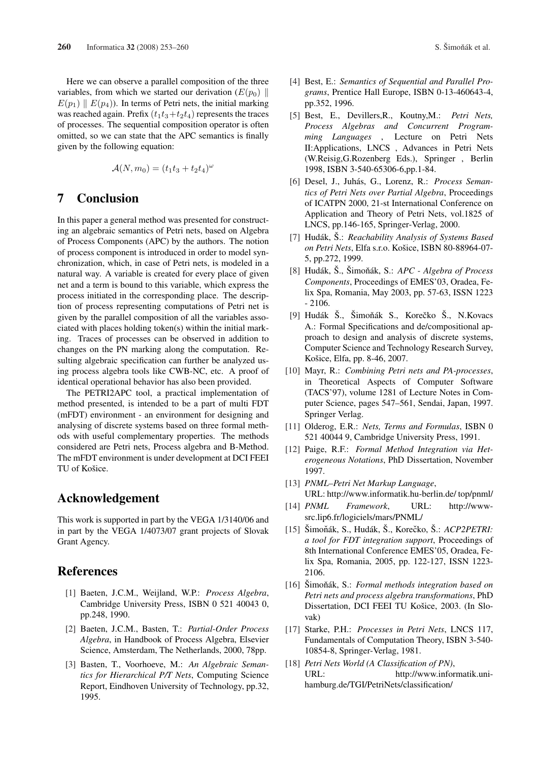Here we can observe a parallel composition of the three variables, from which we started our derivation ($E(p_0) \parallel E(p_1) \parallel E(p_4)$). In terms of Petri nets, the initial marking was reached again. Prefix $(t_1t_3+t_2t_4)$ represents the traces of processes. The sequential composition operator is often omitted, so we can state that the APC semantics is finally given by the following equation:

$$\mathcal{A}(N, m_0) = (t_1t_3 + t_2t_4)^{\omega}$$

## 7 Conclusion

In this paper a general method was presented for constructing an algebraic semantics of Petri nets, based on Algebra of Process Components (APC) by the authors. The notion of process component is introduced in order to model synchronization, which, in case of Petri nets, is modeled in a natural way. A variable is created for every place of given net and a term is bound to this variable, which express the process initiated in the corresponding place. The description of process representing computations of Petri net is given by the parallel composition of all the variables associated with places holding token(s) within the initial marking. Traces of processes can be observed in addition to changes on the PN marking along the computation. Resulting algebraic specification can further be analyzed using process algebra tools like CWB-NC, etc. A proof of identical operational behavior has also been provided.

The PETRI2APC tool, a practical implementation of method presented, is intended to be a part of multi FDT (mFDT) environment - an environment for designing and analysing of discrete systems based on three formal methods with useful complementary properties. The methods considered are Petri nets, Process algebra and B-Method. The mFDT environment is under development at DCI FEEI TU of Košice.

## Acknowledgement

This work is supported in part by the VEGA 1/3140/06 and in part by the VEGA 1/4073/07 grant projects of Slovak Grant Agency.

## References

[1] Baeten, J.C.M., Weijland, W.P.: *Process Algebra*, Cambridge University Press, ISBN 0 521 40043 0, pp.248, 1990.

[2] Baeten, J.C.M., Basten, T.: *Partial-Order Process Algebra*, in Handbook of Process Algebra, Elsevier Science, Amsterdam, The Netherlands, 2000, 78pp.

[3] Basten, T., Voorhoeve, M.: *An Algebraic Semantics for Hierarchical P/T Nets*, Computing Science Report, Eindhoven University of Technology, pp.32, 1995.

[4] Best, E.: *Semantics of Sequential and Parallel Programs*, Prentice Hall Europe, ISBN 0-13-460643-4, pp.352, 1996.

[5] Best, E., Devillers,R., Koutny,M.: *Petri Nets, Process Algebras and Concurrent Programming Languages* , Lecture on Petri Nets II:Applications, LNCS , Advances in Petri Nets (W.Reisig,G.Rozenberg Eds.), Springer , Berlin 1998, ISBN 3-540-65306-6,pp.1-84.

[6] Desel, J., Juhás, G., Lorenz, R.: *Process Semantics of Petri Nets over Partial Algebra*, Proceedings of ICATPN 2000, 21-st International Conference on Application and Theory of Petri Nets, vol.1825 of LNCS, pp.146-165, Springer-Verlag, 2000.

[7] Hudák, Š.: *Reachability Analysis of Systems Based on Petri Nets*, Elfa s.r.o. Košice, ISBN 80-88964-07-5, pp.272, 1999.

[8] Hudák, Š., Šimoňák, S.: *APC - Algebra of Process Components*, Proceedings of EMES'03, Oradea, Felix Spa, Romania, May 2003, pp. 57-63, ISSN 1223 - 2106.

[9] Hudák Š., Šimoňák S., Korečko Š., N.Kovacs A.: Formal Specifications and de/compositional approach to design and analysis of discrete systems, Computer Science and Technology Research Survey, Košice, Elfa, pp. 8-46, 2007.

[10] Mayr, R.: *Combining Petri nets and PA-processes*, in Theoretical Aspects of Computer Software (TACS'97), volume 1281 of Lecture Notes in Computer Science, pages 547–561, Sendai, Japan, 1997. Springer Verlag.

[11] Olderog, E.R.: *Nets, Terms and Formulas*, ISBN 0 521 40044 9, Cambridge University Press, 1991.

[12] Paige, R.F.: *Formal Method Integration via Heterogeneous Notations*, PhD Dissertation, November 1997.

[13] *PNML–Petri Net Markup Language*, URL: http://www.informatik.hu-berlin.de/ top/pnml/

[14] *PNML Framework*, URL: http://www-src.lip6.fr/logiciels/mars/PNML/

[15] Šimoňák, S., Hudák, Š., Korečko, Š.: *ACP2PETRI: a tool for FDT integration support*, Proceedings of 8th International Conference EMES'05, Oradea, Felix Spa, Romania, 2005, pp. 122-127, ISSN 1223-2106.

[16] Šimoňák, S.: *Formal methods integration based on Petri nets and process algebra transformations*, PhD Dissertation, DCI FEEI TU Košice, 2003. (In Slovak)

[17] Starke, P.H.: *Processes in Petri Nets*, LNCS 117, Fundamentals of Computation Theory, ISBN 3-540-10854-8, Springer-Verlag, 1981.

[18] *Petri Nets World (A Classification of PN)*, URL: http://www.informatik.uni-hamburg.de/TGI/PetriNets/classification/